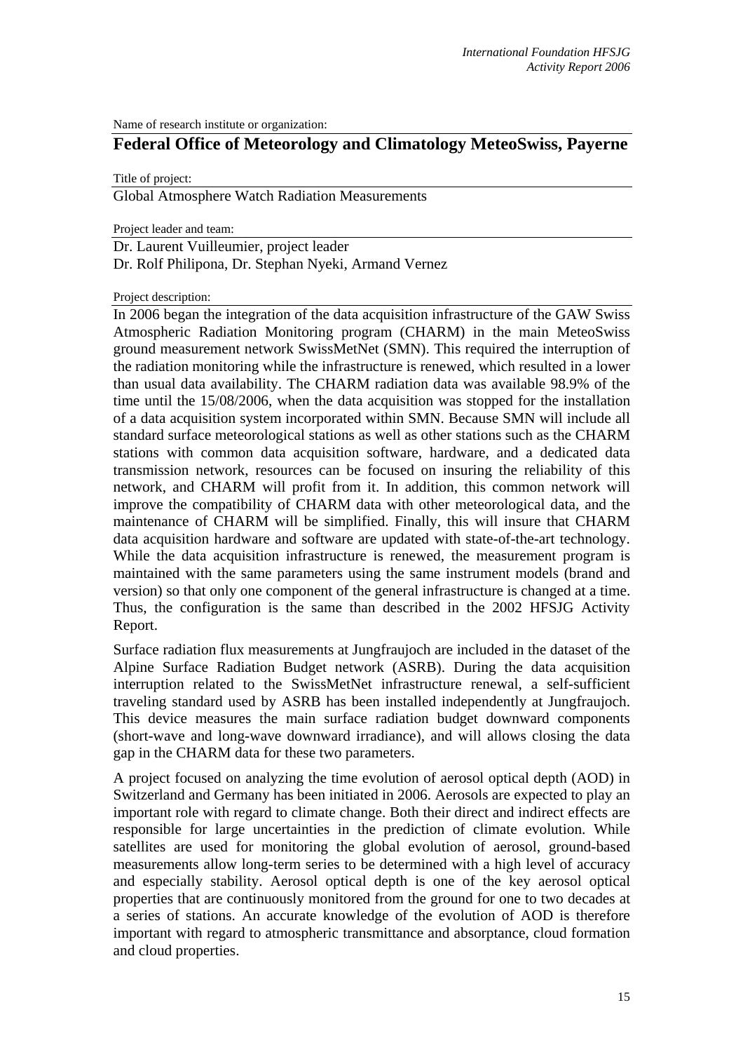Name of research institute or organization:

## Federal Office of Meteorology and Climatology MeteoSwiss, Payerne

Title of project:

Global Atmosphere Watch Radiation Measurements

Project leader and team:

Dr. Laurent Vuilleumier, project leader
Dr. Rolf Philipona, Dr. Stephan Nyeki, Armand Vernez

Project description:

In 2006 began the integration of the data acquisition infrastructure of the GAW Swiss Atmospheric Radiation Monitoring program (CHARM) in the main MeteoSwiss ground measurement network SwissMetNet (SMN). This required the interruption of the radiation monitoring while the infrastructure is renewed, which resulted in a lower than usual data availability. The CHARM radiation data was available 98.9% of the time until the 15/08/2006, when the data acquisition was stopped for the installation of a data acquisition system incorporated within SMN. Because SMN will include all standard surface meteorological stations as well as other stations such as the CHARM stations with common data acquisition software, hardware, and a dedicated data transmission network, resources can be focused on insuring the reliability of this network, and CHARM will profit from it. In addition, this common network will improve the compatibility of CHARM data with other meteorological data, and the maintenance of CHARM will be simplified. Finally, this will insure that CHARM data acquisition hardware and software are updated with state-of-the-art technology. While the data acquisition infrastructure is renewed, the measurement program is maintained with the same parameters using the same instrument models (brand and version) so that only one component of the general infrastructure is changed at a time. Thus, the configuration is the same than described in the 2002 HFSJG Activity Report.

Surface radiation flux measurements at Jungfraujoch are included in the dataset of the Alpine Surface Radiation Budget network (ASRB). During the data acquisition interruption related to the SwissMetNet infrastructure renewal, a self-sufficient traveling standard used by ASRB has been installed independently at Jungfraujoch. This device measures the main surface radiation budget downward components (short-wave and long-wave downward irradiance), and will allows closing the data gap in the CHARM data for these two parameters.

A project focused on analyzing the time evolution of aerosol optical depth (AOD) in Switzerland and Germany has been initiated in 2006. Aerosols are expected to play an important role with regard to climate change. Both their direct and indirect effects are responsible for large uncertainties in the prediction of climate evolution. While satellites are used for monitoring the global evolution of aerosol, ground-based measurements allow long-term series to be determined with a high level of accuracy and especially stability. Aerosol optical depth is one of the key aerosol optical properties that are continuously monitored from the ground for one to two decades at a series of stations. An accurate knowledge of the evolution of AOD is therefore important with regard to atmospheric transmittance and absorptance, cloud formation and cloud properties.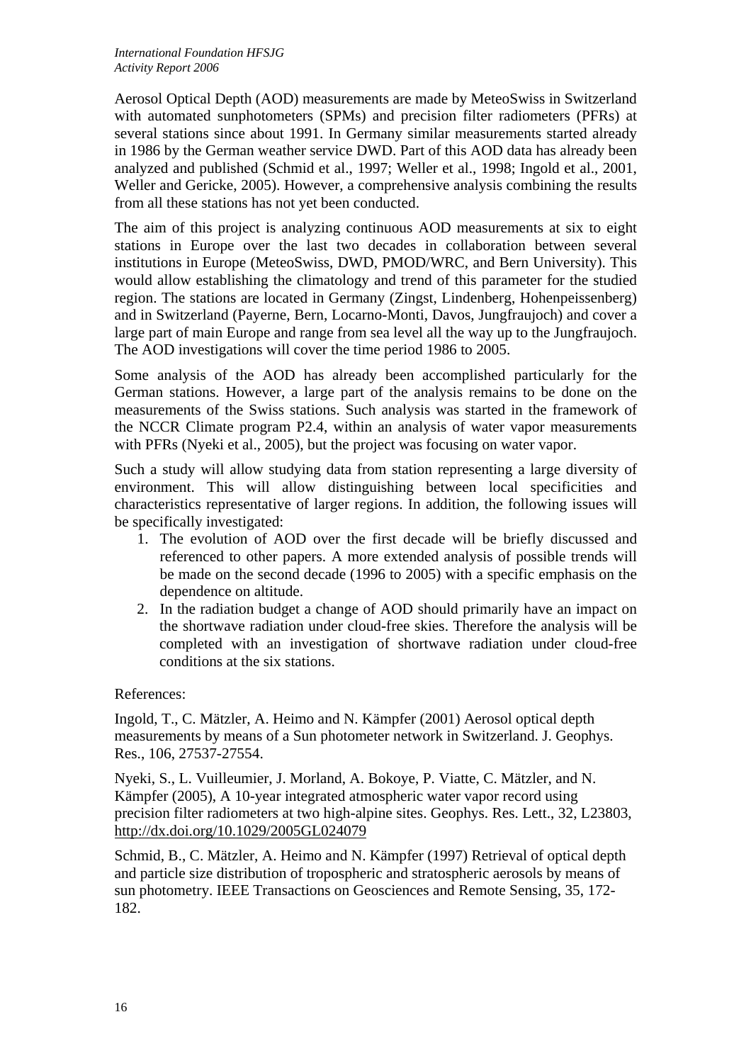Aerosol Optical Depth (AOD) measurements are made by MeteoSwiss in Switzerland with automated sunphotometers (SPMs) and precision filter radiometers (PFRs) at several stations since about 1991. In Germany similar measurements started already in 1986 by the German weather service DWD. Part of this AOD data has already been analyzed and published (Schmid et al., 1997; Weller et al., 1998; Ingold et al., 2001, Weller and Gericke, 2005). However, a comprehensive analysis combining the results from all these stations has not yet been conducted.

The aim of this project is analyzing continuous AOD measurements at six to eight stations in Europe over the last two decades in collaboration between several institutions in Europe (MeteoSwiss, DWD, PMOD/WRC, and Bern University). This would allow establishing the climatology and trend of this parameter for the studied region. The stations are located in Germany (Zingst, Lindenberg, Hohenpeissenberg) and in Switzerland (Payerne, Bern, Locarno-Monti, Davos, Jungfraujoch) and cover a large part of main Europe and range from sea level all the way up to the Jungfraujoch. The AOD investigations will cover the time period 1986 to 2005.

Some analysis of the AOD has already been accomplished particularly for the German stations. However, a large part of the analysis remains to be done on the measurements of the Swiss stations. Such analysis was started in the framework of the NCCR Climate program P2.4, within an analysis of water vapor measurements with PFRs (Nyeki et al., 2005), but the project was focusing on water vapor.

Such a study will allow studying data from station representing a large diversity of environment. This will allow distinguishing between local specificities and characteristics representative of larger regions. In addition, the following issues will be specifically investigated:

1. The evolution of AOD over the first decade will be briefly discussed and referenced to other papers. A more extended analysis of possible trends will be made on the second decade (1996 to 2005) with a specific emphasis on the dependence on altitude.
2. In the radiation budget a change of AOD should primarily have an impact on the shortwave radiation under cloud-free skies. Therefore the analysis will be completed with an investigation of shortwave radiation under cloud-free conditions at the six stations.

References:

Ingold, T., C. Mätzler, A. Heimo and N. Kämpfer (2001) Aerosol optical depth measurements by means of a Sun photometer network in Switzerland. J. Geophys. Res., 106, 27537-27554.

Nyeki, S., L. Vuilleumier, J. Morland, A. Bokoye, P. Viatte, C. Mätzler, and N. Kämpfer (2005), A 10-year integrated atmospheric water vapor record using precision filter radiometers at two high-alpine sites. Geophys. Res. Lett., 32, L23803, http://dx.doi.org/10.1029/2005GL024079

Schmid, B., C. Mätzler, A. Heimo and N. Kämpfer (1997) Retrieval of optical depth and particle size distribution of tropospheric and stratospheric aerosols by means of sun photometry. IEEE Transactions on Geosciences and Remote Sensing, 35, 172-182.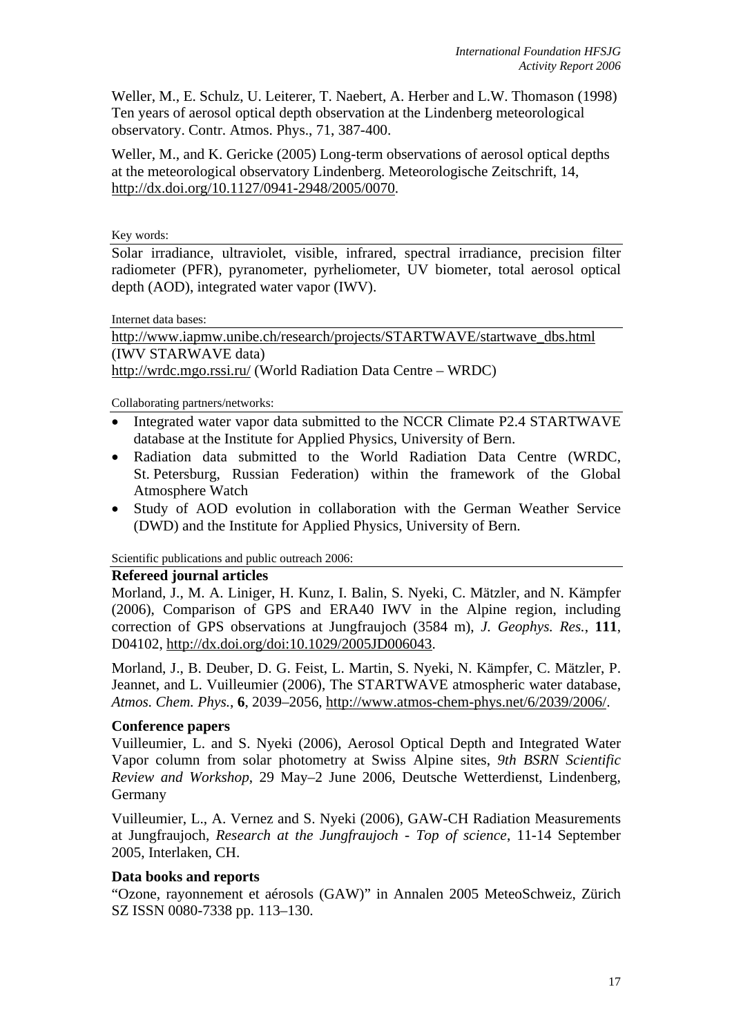Weller, M., E. Schulz, U. Leiterer, T. Naebert, A. Herber and L.W. Thomason (1998) Ten years of aerosol optical depth observation at the Lindenberg meteorological observatory. Contr. Atmos. Phys., 71, 387-400.

Weller, M., and K. Gericke (2005) Long-term observations of aerosol optical depths at the meteorological observatory Lindenberg. Meteorologische Zeitschrift, 14, http://dx.doi.org/10.1127/0941-2948/2005/0070.

Key words:

Solar irradiance, ultraviolet, visible, infrared, spectral irradiance, precision filter radiometer (PFR), pyranometer, pyrheliometer, UV biometer, total aerosol optical depth (AOD), integrated water vapor (IWV).

Internet data bases:

http://www.iapmw.unibe.ch/research/projects/STARTWAVE/startwave_dbs.html (IWV STARWAVE data)
http://wrdc.mgo.rssi.ru/ (World Radiation Data Centre – WRDC)

Collaborating partners/networks:

- Integrated water vapor data submitted to the NCCR Climate P2.4 STARTWAVE database at the Institute for Applied Physics, University of Bern.
- Radiation data submitted to the World Radiation Data Centre (WRDC, St. Petersburg, Russian Federation) within the framework of the Global Atmosphere Watch
- Study of AOD evolution in collaboration with the German Weather Service (DWD) and the Institute for Applied Physics, University of Bern.

Scientific publications and public outreach 2006:

**Refereed journal articles**

Morland, J., M. A. Liniger, H. Kunz, I. Balin, S. Nyeki, C. Mätzler, and N. Kämpfer (2006), Comparison of GPS and ERA40 IWV in the Alpine region, including correction of GPS observations at Jungfraujoch (3584 m), *J. Geophys. Res.*, **111**, D04102, http://dx.doi.org/doi:10.1029/2005JD006043.

Morland, J., B. Deuber, D. G. Feist, L. Martin, S. Nyeki, N. Kämpfer, C. Mätzler, P. Jeannet, and L. Vuilleumier (2006), The STARTWAVE atmospheric water database, *Atmos. Chem. Phys.*, **6**, 2039–2056, http://www.atmos-chem-phys.net/6/2039/2006/.

**Conference papers**

Vuilleumier, L. and S. Nyeki (2006), Aerosol Optical Depth and Integrated Water Vapor column from solar photometry at Swiss Alpine sites, *9th BSRN Scientific Review and Workshop*, 29 May–2 June 2006, Deutsche Wetterdienst, Lindenberg, Germany

Vuilleumier, L., A. Vernez and S. Nyeki (2006), GAW-CH Radiation Measurements at Jungfraujoch, *Research at the Jungfraujoch - Top of science*, 11-14 September 2005, Interlaken, CH.

**Data books and reports**

"Ozone, rayonnement et aérosols (GAW)" in Annalen 2005 MeteoSchweiz, Zürich SZ ISSN 0080-7338 pp. 113–130.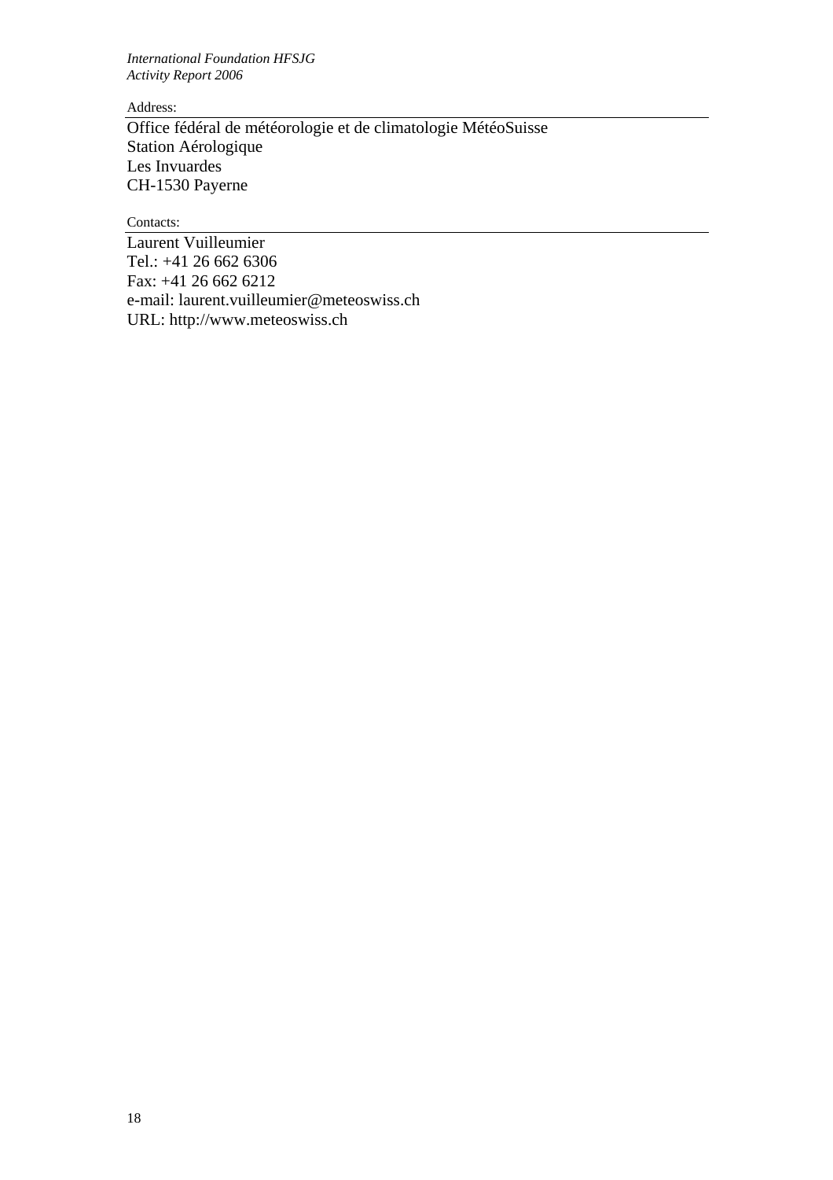Address:

Office fédéral de météorologie et de climatologie MétéoSuisse
Station Aérologique
Les Invuardes
CH-1530 Payerne

Contacts:

Laurent Vuilleumier
Tel.: +41 26 662 6306
Fax: +41 26 662 6212
e-mail: laurent.vuilleumier@meteoswiss.ch
URL: http://www.meteoswiss.ch